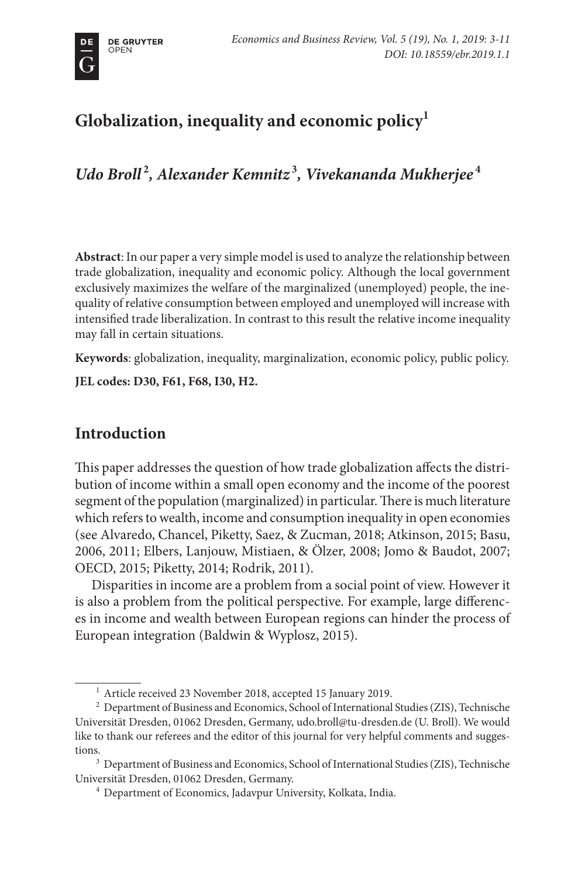# Globalization, inequality and economic policy[1]

*Udo Broll*[2]*, Alexander Kemnitz*[3]*, Vivekananda Mukherjee*[4]

**Abstract**: In our paper a very simple model is used to analyze the relationship between trade globalization, inequality and economic policy. Although the local government exclusively maximizes the welfare of the marginalized (unemployed) people, the inequality of relative consumption between employed and unemployed will increase with intensified trade liberalization. In contrast to this result the relative income inequality may fall in certain situations.

**Keywords**: globalization, inequality, marginalization, economic policy, public policy.

**JEL codes: D30, F61, F68, I30, H2.**

## Introduction

This paper addresses the question of how trade globalization affects the distribution of income within a small open economy and the income of the poorest segment of the population (marginalized) in particular. There is much literature which refers to wealth, income and consumption inequality in open economies (see Alvaredo, Chancel, Piketty, Saez, & Zucman, 2018; Atkinson, 2015; Basu, 2006, 2011; Elbers, Lanjouw, Mistiaen, & Ölzer, 2008; Jomo & Baudot, 2007; OECD, 2015; Piketty, 2014; Rodrik, 2011).

Disparities in income are a problem from a social point of view. However it is also a problem from the political perspective. For example, large differences in income and wealth between European regions can hinder the process of European integration (Baldwin & Wyplosz, 2015).

---

[1] Article received 23 November 2018, accepted 15 January 2019.

[2] Department of Business and Economics, School of International Studies (ZIS), Technische Universität Dresden, 01062 Dresden, Germany, udo.broll@tu-dresden.de (U. Broll). We would like to thank our referees and the editor of this journal for very helpful comments and suggestions.

[3] Department of Business and Economics, School of International Studies (ZIS), Technische Universität Dresden, 01062 Dresden, Germany.

[4] Department of Economics, Jadavpur University, Kolkata, India.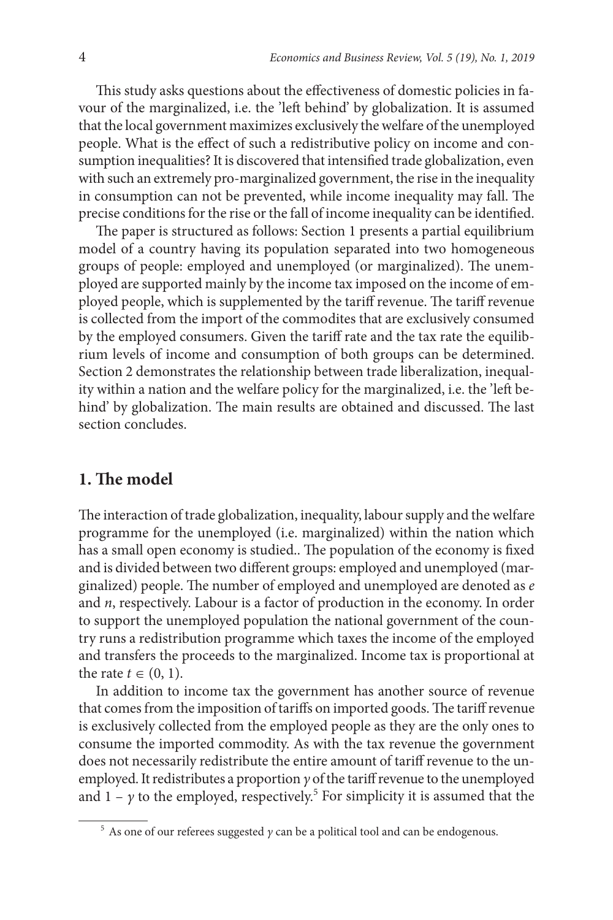This study asks questions about the effectiveness of domestic policies in favour of the marginalized, i.e. the 'left behind' by globalization. It is assumed that the local government maximizes exclusively the welfare of the unemployed people. What is the effect of such a redistributive policy on income and consumption inequalities? It is discovered that intensified trade globalization, even with such an extremely pro-marginalized government, the rise in the inequality in consumption can not be prevented, while income inequality may fall. The precise conditions for the rise or the fall of income inequality can be identified.

The paper is structured as follows: Section 1 presents a partial equilibrium model of a country having its population separated into two homogeneous groups of people: employed and unemployed (or marginalized). The unemployed are supported mainly by the income tax imposed on the income of employed people, which is supplemented by the tariff revenue. The tariff revenue is collected from the import of the commodites that are exclusively consumed by the employed consumers. Given the tariff rate and the tax rate the equilibrium levels of income and consumption of both groups can be determined. Section 2 demonstrates the relationship between trade liberalization, inequality within a nation and the welfare policy for the marginalized, i.e. the 'left behind' by globalization. The main results are obtained and discussed. The last section concludes.

## 1. The model

The interaction of trade globalization, inequality, labour supply and the welfare programme for the unemployed (i.e. marginalized) within the nation which has a small open economy is studied.. The population of the economy is fixed and is divided between two different groups: employed and unemployed (marginalized) people. The number of employed and unemployed are denoted as $e$ and $n$, respectively. Labour is a factor of production in the economy. In order to support the unemployed population the national government of the country runs a redistribution programme which taxes the income of the employed and transfers the proceeds to the marginalized. Income tax is proportional at the rate $t \in (0, 1)$.

In addition to income tax the government has another source of revenue that comes from the imposition of tariffs on imported goods. The tariff revenue is exclusively collected from the employed people as they are the only ones to consume the imported commodity. As with the tax revenue the government does not necessarily redistribute the entire amount of tariff revenue to the unemployed. It redistributes a proportion $\gamma$ of the tariff revenue to the unemployed and $1 - \gamma$ to the employed, respectively.[5] For simplicity it is assumed that the

[5] As one of our referees suggested $\gamma$ can be a political tool and can be endogenous.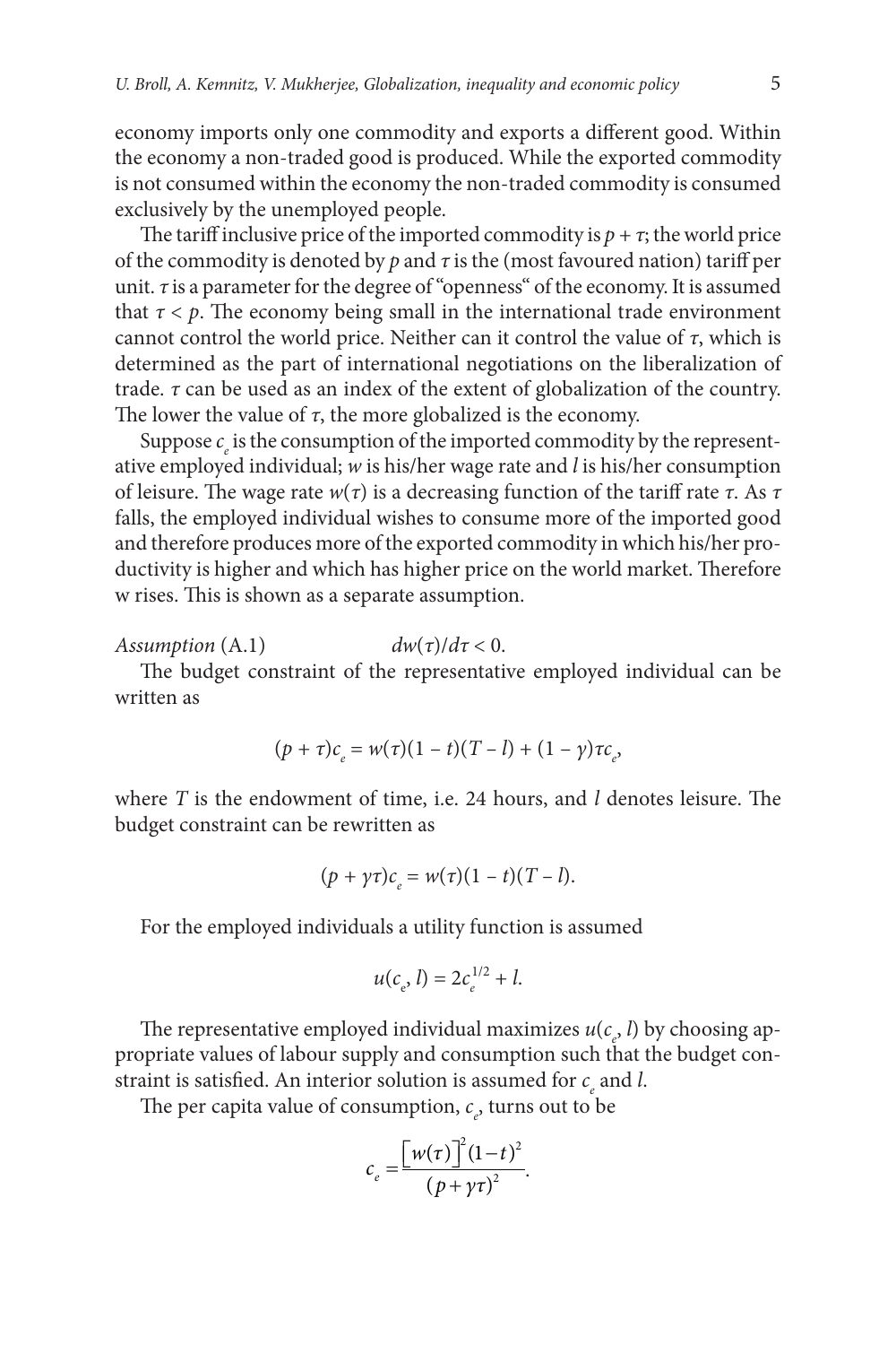economy imports only one commodity and exports a different good. Within the economy a non-traded good is produced. While the exported commodity is not consumed within the economy the non-traded commodity is consumed exclusively by the unemployed people.

The tariff inclusive price of the imported commodity is $p + \tau$; the world price of the commodity is denoted by $p$ and $\tau$ is the (most favoured nation) tariff per unit. $\tau$ is a parameter for the degree of "openness" of the economy. It is assumed that $\tau < p$. The economy being small in the international trade environment cannot control the world price. Neither can it control the value of $\tau$, which is determined as the part of international negotiations on the liberalization of trade. $\tau$ can be used as an index of the extent of globalization of the country. The lower the value of $\tau$, the more globalized is the economy.

Suppose $c_e$ is the consumption of the imported commodity by the representative employed individual; $w$ is his/her wage rate and $l$ is his/her consumption of leisure. The wage rate $w(\tau)$ is a decreasing function of the tariff rate $\tau$. As $\tau$ falls, the employed individual wishes to consume more of the imported good and therefore produces more of the exported commodity in which his/her productivity is higher and which has higher price on the world market. Therefore w rises. This is shown as a separate assumption.

*Assumption* (A.1) $\qquad dw(\tau)/d\tau < 0.$

The budget constraint of the representative employed individual can be written as

$$(p + \tau)c_e = w(\tau)(1 - t)(T - l) + (1 - \gamma)\tau c_e,$$

where $T$ is the endowment of time, i.e. 24 hours, and $l$ denotes leisure. The budget constraint can be rewritten as

$$(p + \gamma\tau)c_e = w(\tau)(1 - t)(T - l).$$

For the employed individuals a utility function is assumed

$$u(c_e, l) = 2c_e^{1/2} + l.$$

The representative employed individual maximizes $u(c_e, l)$ by choosing appropriate values of labour supply and consumption such that the budget constraint is satisfied. An interior solution is assumed for $c_e$ and $l$.

The per capita value of consumption, $c_e$, turns out to be

$$c_e = \frac{\left[w(\tau)\right]^2(1-t)^2}{(p+\gamma\tau)^2}.$$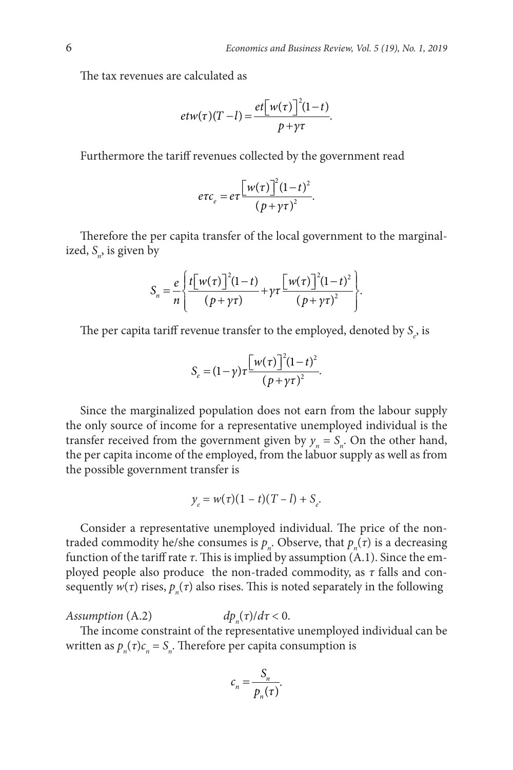The tax revenues are calculated as

$$etw(\tau)(T-l) = \frac{et\left[w(\tau)\right]^2(1-t)}{p+\gamma\tau}.$$

Furthermore the tariff revenues collected by the government read

$$e\tau c_e = e\tau\frac{\left[w(\tau)\right]^2(1-t)^2}{(p+\gamma\tau)^2}.$$

Therefore the per capita transfer of the local government to the marginalized, $S_n$, is given by

$$S_n = \frac{e}{n}\left\{\frac{t\left[w(\tau)\right]^2(1-t)}{(p+\gamma\tau)} + \gamma\tau\frac{\left[w(\tau)\right]^2(1-t)^2}{(p+\gamma\tau)^2}\right\}.$$

The per capita tariff revenue transfer to the employed, denoted by $S_e$, is

$$S_e = (1-\gamma)\tau\frac{\left[w(\tau)\right]^2(1-t)^2}{(p+\gamma\tau)^2}.$$

Since the marginalized population does not earn from the labour supply the only source of income for a representative unemployed individual is the transfer received from the government given by $y_n = S_n$. On the other hand, the per capita income of the employed, from the labuor supply as well as from the possible government transfer is

$$y_e = w(\tau)(1-t)(T-l) + S_e.$$

Consider a representative unemployed individual. The price of the non-traded commodity he/she consumes is $p_n$. Observe, that $p_n(\tau)$ is a decreasing function of the tariff rate $\tau$. This is implied by assumption (A.1). Since the employed people also produce the non-traded commodity, as $\tau$ falls and consequently $w(\tau)$ rises, $p_n(\tau)$ also rises. This is noted separately in the following

*Assumption* (A.2) $\quad dp_n(\tau)/d\tau < 0.$

The income constraint of the representative unemployed individual can be written as $p_n(\tau)c_n = S_n$. Therefore per capita consumption is

$$c_n = \frac{S_n}{p_n(\tau)}.$$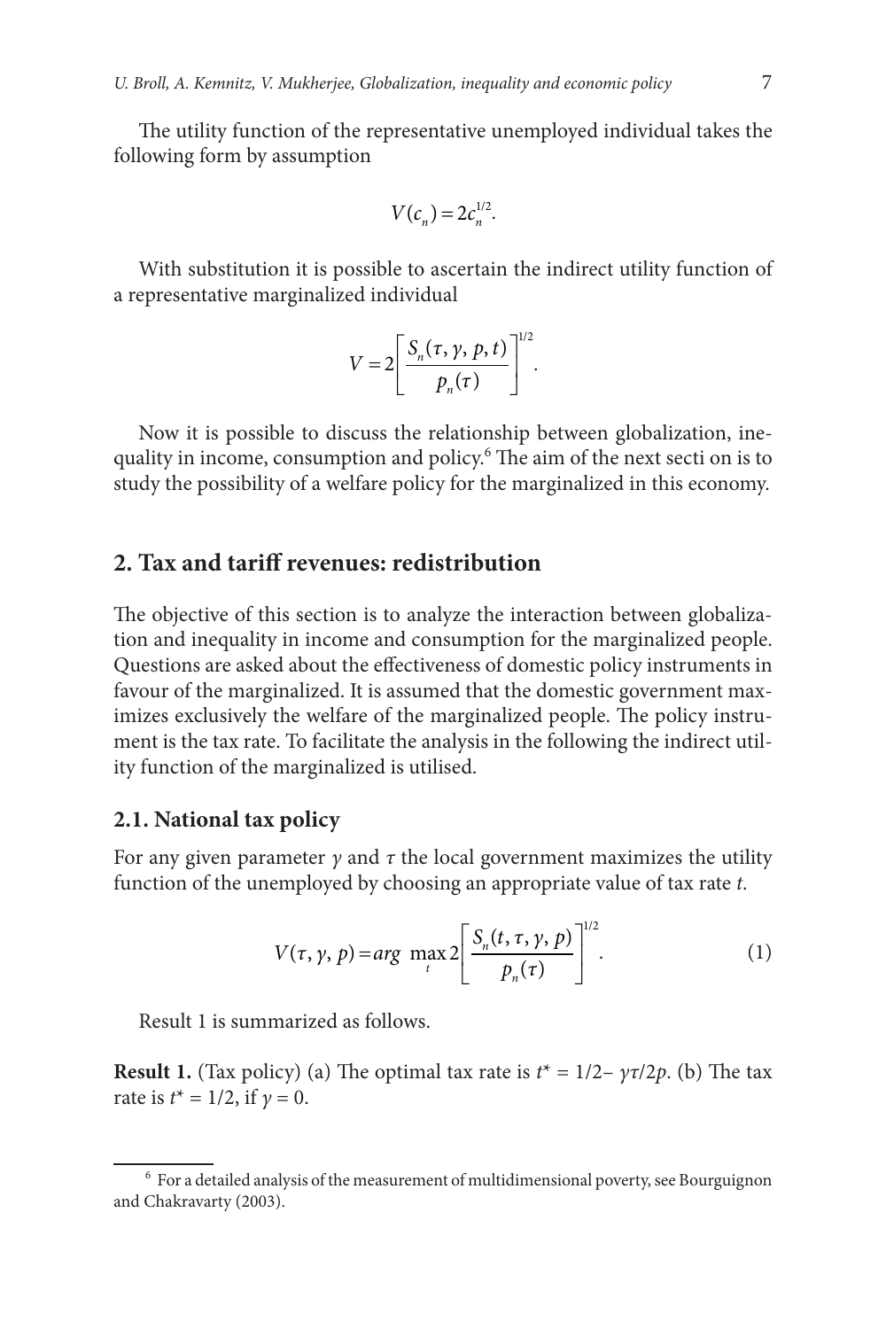The utility function of the representative unemployed individual takes the following form by assumption

$$V(c_n) = 2c_n^{1/2}.$$

With substitution it is possible to ascertain the indirect utility function of a representative marginalized individual

$$V = 2\left[\frac{S_n(\tau, \gamma, p, t)}{p_n(\tau)}\right]^{1/2}.$$

Now it is possible to discuss the relationship between globalization, inequality in income, consumption and policy.[6] The aim of the next secti on is to study the possibility of a welfare policy for the marginalized in this economy.

## 2. Tax and tariff revenues: redistribution

The objective of this section is to analyze the interaction between globalization and inequality in income and consumption for the marginalized people. Questions are asked about the effectiveness of domestic policy instruments in favour of the marginalized. It is assumed that the domestic government maximizes exclusively the welfare of the marginalized people. The policy instrument is the tax rate. To facilitate the analysis in the following the indirect utility function of the marginalized is utilised.

### 2.1. National tax policy

For any given parameter $\gamma$ and $\tau$ the local government maximizes the utility function of the unemployed by choosing an appropriate value of tax rate $t$.

$$V(\tau, \gamma, p) = arg \max_t 2\left[\frac{S_n(t, \tau, \gamma, p)}{p_n(\tau)}\right]^{1/2}. \tag{1}$$

Result 1 is summarized as follows.

**Result 1.** (Tax policy) (a) The optimal tax rate is $t^* = 1/2 - \gamma\tau/2p$. (b) The tax rate is $t^* = 1/2$, if $\gamma = 0$.

[6] For a detailed analysis of the measurement of multidimensional poverty, see Bourguignon and Chakravarty (2003).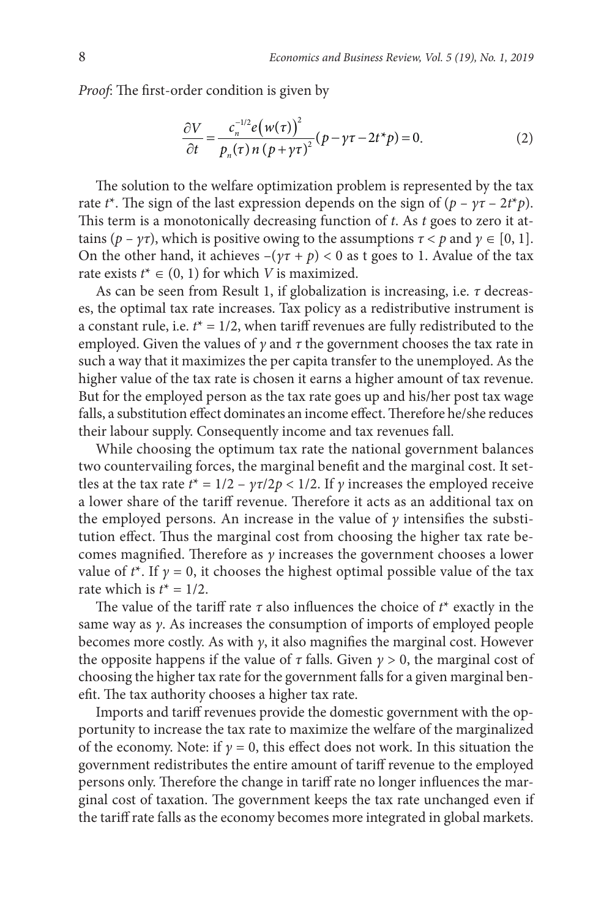*Proof*: The first-order condition is given by

$$\frac{\partial V}{\partial t} = \frac{c_n^{-1/2} e\left(w(\tau)\right)^2}{p_n(\tau)\, n\, (p+\gamma\tau)^2}(p-\gamma\tau-2t^{*}p)=0. \tag{2}$$

The solution to the welfare optimization problem is represented by the tax rate $t^*$. The sign of the last expression depends on the sign of $(p - \gamma\tau - 2t^*p)$. This term is a monotonically decreasing function of $t$. As $t$ goes to zero it attains $(p - \gamma\tau)$, which is positive owing to the assumptions $\tau < p$ and $\gamma \in [0, 1]$. On the other hand, it achieves $-(\gamma\tau + p) < 0$ as t goes to 1. Avalue of the tax rate exists $t^* \in (0, 1)$ for which $V$ is maximized.

As can be seen from Result 1, if globalization is increasing, i.e. $\tau$ decreases, the optimal tax rate increases. Tax policy as a redistributive instrument is a constant rule, i.e. $t^* = 1/2$, when tariff revenues are fully redistributed to the employed. Given the values of $\gamma$ and $\tau$ the government chooses the tax rate in such a way that it maximizes the per capita transfer to the unemployed. As the higher value of the tax rate is chosen it earns a higher amount of tax revenue. But for the employed person as the tax rate goes up and his/her post tax wage falls, a substitution effect dominates an income effect. Therefore he/she reduces their labour supply. Consequently income and tax revenues fall.

While choosing the optimum tax rate the national government balances two countervailing forces, the marginal benefit and the marginal cost. It settles at the tax rate $t^* = 1/2 - \gamma\tau/2p < 1/2$. If $\gamma$ increases the employed receive a lower share of the tariff revenue. Therefore it acts as an additional tax on the employed persons. An increase in the value of $\gamma$ intensifies the substitution effect. Thus the marginal cost from choosing the higher tax rate becomes magnified. Therefore as $\gamma$ increases the government chooses a lower value of $t^*$. If $\gamma = 0$, it chooses the highest optimal possible value of the tax rate which is $t^* = 1/2$.

The value of the tariff rate $\tau$ also influences the choice of $t^*$ exactly in the same way as $\gamma$. As increases the consumption of imports of employed people becomes more costly. As with $\gamma$, it also magnifies the marginal cost. However the opposite happens if the value of $\tau$ falls. Given $\gamma > 0$, the marginal cost of choosing the higher tax rate for the government falls for a given marginal benefit. The tax authority chooses a higher tax rate.

Imports and tariff revenues provide the domestic government with the opportunity to increase the tax rate to maximize the welfare of the marginalized of the economy. Note: if $\gamma = 0$, this effect does not work. In this situation the government redistributes the entire amount of tariff revenue to the employed persons only. Therefore the change in tariff rate no longer influences the marginal cost of taxation. The government keeps the tax rate unchanged even if the tariff rate falls as the economy becomes more integrated in global markets.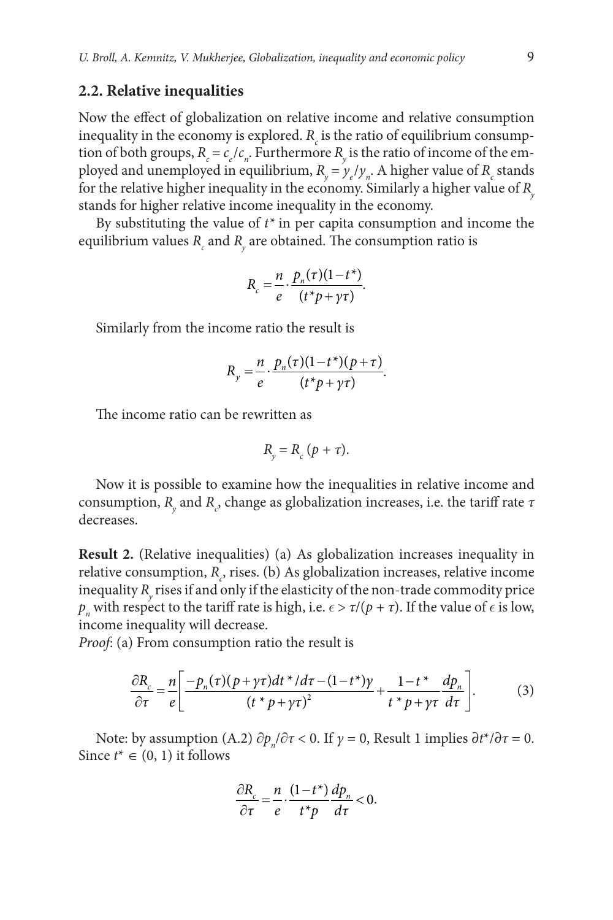## 2.2. Relative inequalities

Now the effect of globalization on relative income and relative consumption inequality in the economy is explored. $R_c$ is the ratio of equilibrium consumption of both groups, $R_c = c_e/c_n$. Furthermore $R_y$ is the ratio of income of the employed and unemployed in equilibrium, $R_y = y_e/y_n$. A higher value of $R_c$ stands for the relative higher inequality in the economy. Similarly a higher value of $R_y$ stands for higher relative income inequality in the economy.

By substituting the value of $t^*$ in per capita consumption and income the equilibrium values $R_c$ and $R_y$ are obtained. The consumption ratio is

$$R_c = \frac{n}{e} \cdot \frac{p_n(\tau)(1-t^*)}{(t^* p + \gamma\tau)}.$$

Similarly from the income ratio the result is

$$R_y = \frac{n}{e} \cdot \frac{p_n(\tau)(1-t^*)(p+\tau)}{(t^* p + \gamma\tau)}.$$

The income ratio can be rewritten as

$$R_y = R_c\,(p + \tau).$$

Now it is possible to examine how the inequalities in relative income and consumption, $R_y$ and $R_c$, change as globalization increases, i.e. the tariff rate $\tau$ decreases.

**Result 2.** (Relative inequalities) (a) As globalization increases inequality in relative consumption, $R_c$, rises. (b) As globalization increases, relative income inequality $R_y$ rises if and only if the elasticity of the non-trade commodity price $p_n$ with respect to the tariff rate is high, i.e. $\epsilon > \tau/(p + \tau)$. If the value of $\epsilon$ is low, income inequality will decrease.

*Proof*: (a) From consumption ratio the result is

$$\frac{\partial R_c}{\partial \tau} = \frac{n}{e}\left[\frac{-p_n(\tau)(p+\gamma\tau)dt^*/d\tau - (1-t^*)\gamma}{(t^* p + \gamma\tau)^2} + \frac{1-t^*}{t^* p + \gamma\tau}\frac{dp_n}{d\tau}\right]. \tag{3}$$

Note: by assumption (A.2) $\partial p_n/\partial \tau < 0$. If $\gamma = 0$, Result 1 implies $\partial t^*/\partial \tau = 0$. Since $t^* \in (0, 1)$ it follows

$$\frac{\partial R_c}{\partial \tau} = \frac{n}{e} \cdot \frac{(1-t^*)}{t^* p}\frac{dp_n}{d\tau} < 0.$$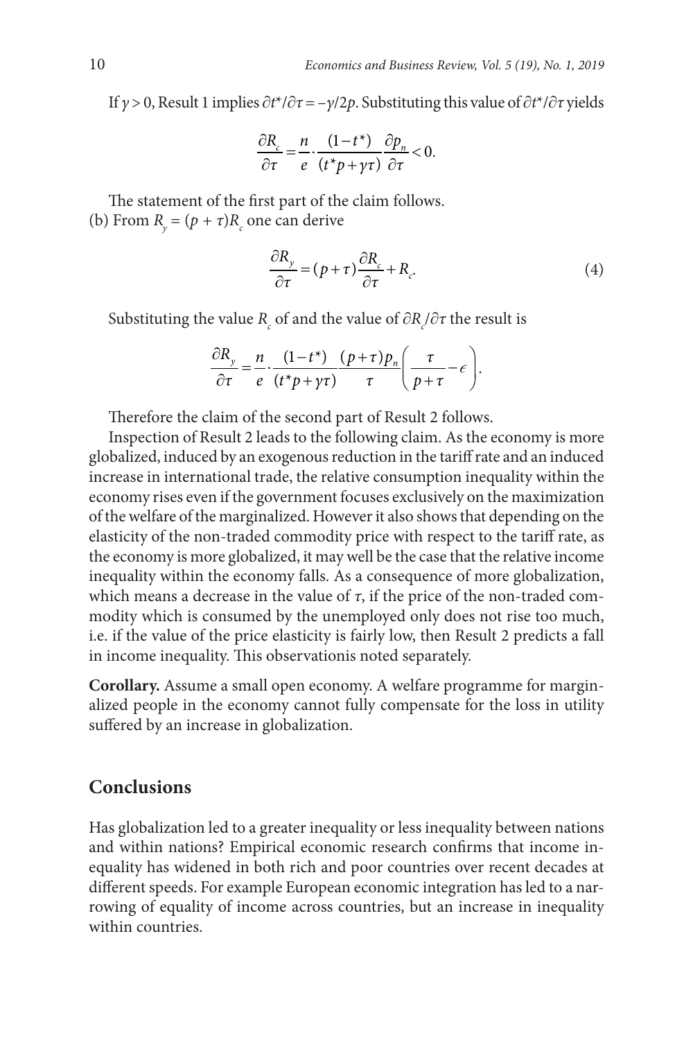If $\gamma > 0$, Result 1 implies $\partial t^*/\partial\tau = -\gamma/2p$. Substituting this value of $\partial t^*/\partial\tau$ yields

$$\frac{\partial R_c}{\partial \tau} = \frac{n}{e} \cdot \frac{(1-t^*)}{(t^* p + \gamma\tau)} \frac{\partial p_n}{\partial \tau} < 0.$$

The statement of the first part of the claim follows.

(b) From $R_y = (p + \tau)R_c$ one can derive

$$\frac{\partial R_y}{\partial \tau} = (p+\tau)\frac{\partial R_c}{\partial \tau} + R_c. \tag{4}$$

Substituting the value $R_c$ of and the value of $\partial R_c/\partial\tau$ the result is

$$\frac{\partial R_y}{\partial \tau} = \frac{n}{e} \cdot \frac{(1-t^*)}{(t^* p + \gamma\tau)} \frac{(p+\tau)p_n}{\tau}\left(\frac{\tau}{p+\tau} - \epsilon\right).$$

Therefore the claim of the second part of Result 2 follows.

Inspection of Result 2 leads to the following claim. As the economy is more globalized, induced by an exogenous reduction in the tariff rate and an induced increase in international trade, the relative consumption inequality within the economy rises even if the government focuses exclusively on the maximization of the welfare of the marginalized. However it also shows that depending on the elasticity of the non-traded commodity price with respect to the tariff rate, as the economy is more globalized, it may well be the case that the relative income inequality within the economy falls. As a consequence of more globalization, which means a decrease in the value of $\tau$, if the price of the non-traded commodity which is consumed by the unemployed only does not rise too much, i.e. if the value of the price elasticity is fairly low, then Result 2 predicts a fall in income inequality. This observationis noted separately.

**Corollary.** Assume a small open economy. A welfare programme for marginalized people in the economy cannot fully compensate for the loss in utility suffered by an increase in globalization.

## Conclusions

Has globalization led to a greater inequality or less inequality between nations and within nations? Empirical economic research confirms that income inequality has widened in both rich and poor countries over recent decades at different speeds. For example European economic integration has led to a narrowing of equality of income across countries, but an increase in inequality within countries.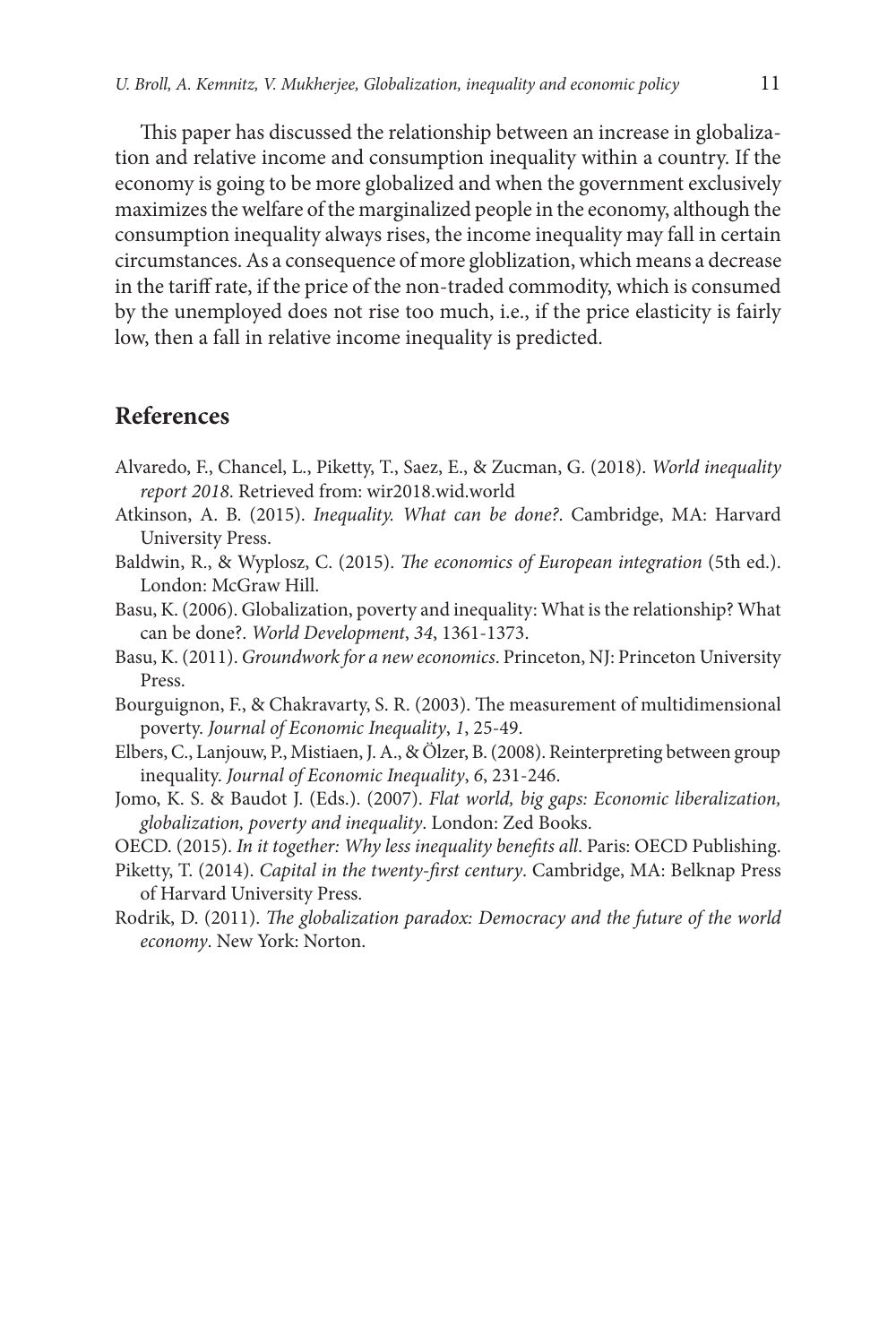This paper has discussed the relationship between an increase in globalization and relative income and consumption inequality within a country. If the economy is going to be more globalized and when the government exclusively maximizes the welfare of the marginalized people in the economy, although the consumption inequality always rises, the income inequality may fall in certain circumstances. As a consequence of more globlization, which means a decrease in the tariff rate, if the price of the non-traded commodity, which is consumed by the unemployed does not rise too much, i.e., if the price elasticity is fairly low, then a fall in relative income inequality is predicted.

## References

Alvaredo, F., Chancel, L., Piketty, T., Saez, E., & Zucman, G. (2018). *World inequality report 2018*. Retrieved from: wir2018.wid.world

Atkinson, A. B. (2015). *Inequality. What can be done?*. Cambridge, MA: Harvard University Press.

Baldwin, R., & Wyplosz, C. (2015). *The economics of European integration* (5th ed.). London: McGraw Hill.

Basu, K. (2006). Globalization, poverty and inequality: What is the relationship? What can be done?. *World Development*, *34*, 1361-1373.

Basu, K. (2011). *Groundwork for a new economics*. Princeton, NJ: Princeton University Press.

Bourguignon, F., & Chakravarty, S. R. (2003). The measurement of multidimensional poverty. *Journal of Economic Inequality*, *1*, 25-49.

Elbers, C., Lanjouw, P., Mistiaen, J. A., & Ölzer, B. (2008). Reinterpreting between group inequality. *Journal of Economic Inequality*, *6*, 231-246.

Jomo, K. S. & Baudot J. (Eds.). (2007). *Flat world, big gaps: Economic liberalization, globalization, poverty and inequality*. London: Zed Books.

OECD. (2015). *In it together: Why less inequality benefits all*. Paris: OECD Publishing.

Piketty, T. (2014). *Capital in the twenty-first century*. Cambridge, MA: Belknap Press of Harvard University Press.

Rodrik, D. (2011). *The globalization paradox: Democracy and the future of the world economy*. New York: Norton.